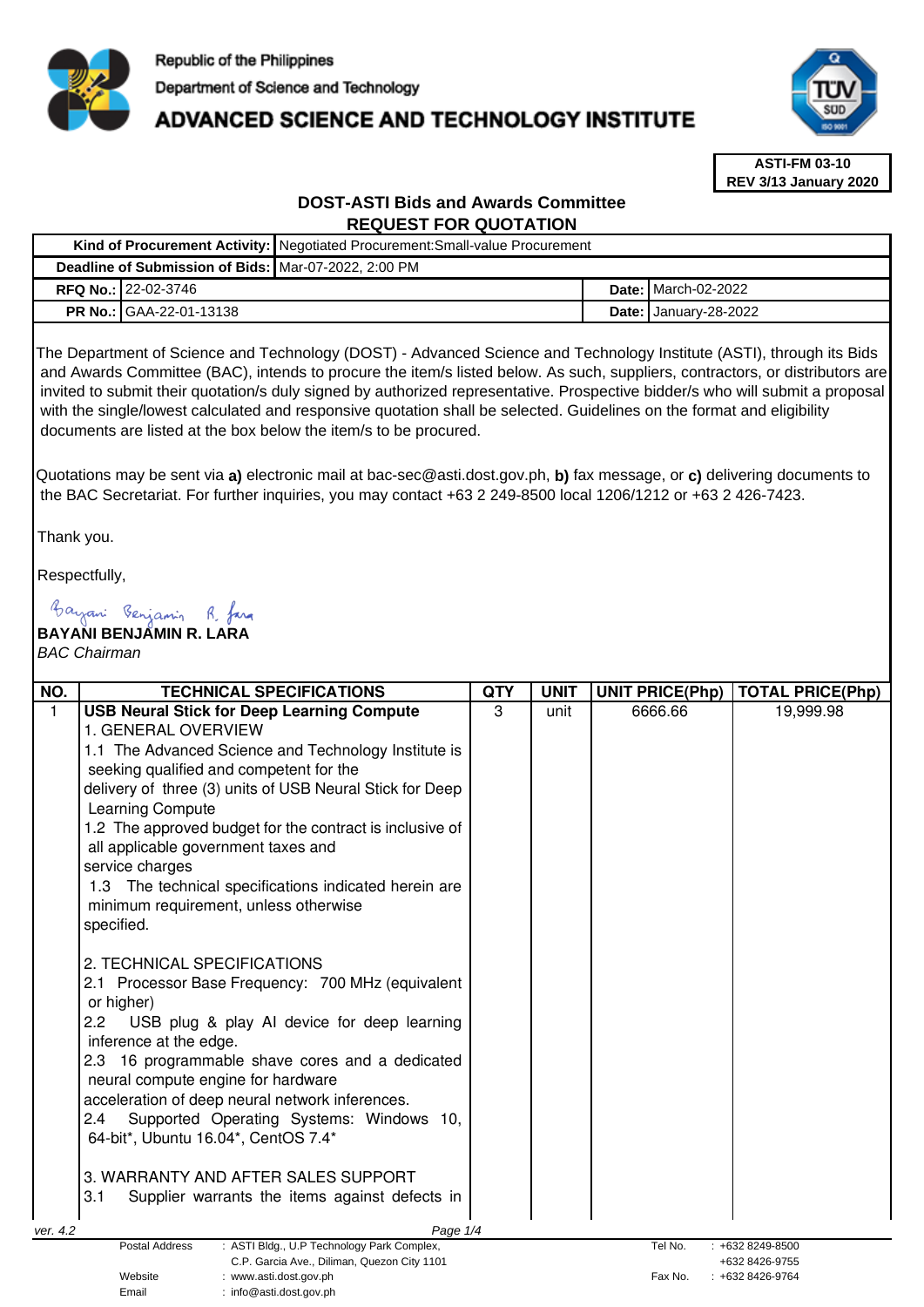Republic of the Philippines

Department of Science and Technology

# ADVANCED SCIENCE AND TECHNOLOGY INSTITUTE

**ASTI-FM 03-10**
**REV 3/13 January 2020**

## DOST-ASTI Bids and Awards Committee
## REQUEST FOR QUOTATION

| | | | |
|---|---|---|---|
| **Kind of Procurement Activity:** | Negotiated Procurement:Small-value Procurement | | |
| **Deadline of Submission of Bids:** | Mar-07-2022, 2:00 PM | | |
| **RFQ No.:** | 22-02-3746 | **Date:** | March-02-2022 |
| **PR No.:** | GAA-22-01-13138 | **Date:** | January-28-2022 |

The Department of Science and Technology (DOST) - Advanced Science and Technology Institute (ASTI), through its Bids and Awards Committee (BAC), intends to procure the item/s listed below. As such, suppliers, contractors, or distributors are invited to submit their quotation/s duly signed by authorized representative. Prospective bidder/s who will submit a proposal with the single/lowest calculated and responsive quotation shall be selected. Guidelines on the format and eligibility documents are listed at the box below the item/s to be procured.

Quotations may be sent via **a)** electronic mail at bac-sec@asti.dost.gov.ph, **b)** fax message, or **c)** delivering documents to the BAC Secretariat. For further inquiries, you may contact +63 2 249-8500 local 1206/1212 or +63 2 426-7423.

Thank you.

Respectfully,

**BAYANI BENJAMIN R. LARA**
*BAC Chairman*

| NO. | TECHNICAL SPECIFICATIONS | QTY | UNIT | UNIT PRICE(Php) | TOTAL PRICE(Php) |
|---|---|---|---|---|---|
| 1 | **USB Neural Stick for Deep Learning Compute**<br>1. GENERAL OVERVIEW<br>1.1 The Advanced Science and Technology Institute is seeking qualified and competent for the delivery of three (3) units of USB Neural Stick for Deep Learning Compute<br>1.2 The approved budget for the contract is inclusive of all applicable government taxes and service charges<br>1.3 The technical specifications indicated herein are minimum requirement, unless otherwise specified.<br><br>2. TECHNICAL SPECIFICATIONS<br>2.1 Processor Base Frequency: 700 MHz (equivalent or higher)<br>2.2 USB plug & play AI device for deep learning inference at the edge.<br>2.3 16 programmable shave cores and a dedicated neural compute engine for hardware acceleration of deep neural network inferences.<br>2.4 Supported Operating Systems: Windows 10, 64-bit*, Ubuntu 16.04*, CentOS 7.4*<br><br>3. WARRANTY AND AFTER SALES SUPPORT<br>3.1 Supplier warrants the items against defects in | 3 | unit | 6666.66 | 19,999.98 |

ver. 4.2

| | | | |
|---|---|---|---|
| Postal Address | : ASTI Bldg., U.P Technology Park Complex, C.P. Garcia Ave., Diliman, Quezon City 1101 | Tel No. | : +632 8249-8500<br>+632 8426-9755 |
| Website | : www.asti.dost.gov.ph | Fax No. | : +632 8426-9764 |
| Email | : info@asti.dost.gov.ph | | |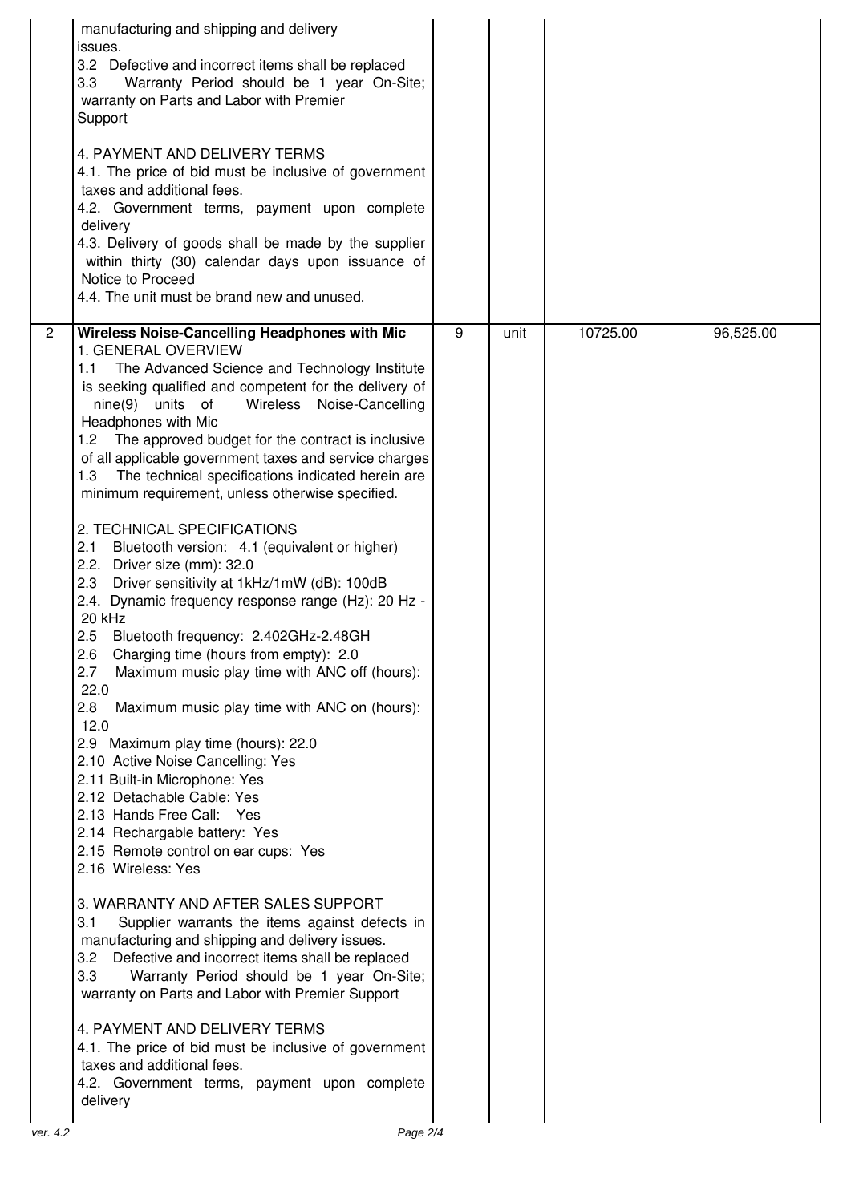| | | | | | |
|---|---|---|---|---|---|
| | manufacturing and shipping and delivery issues.<br>3.2 Defective and incorrect items shall be replaced<br>3.3 Warranty Period should be 1 year On-Site; warranty on Parts and Labor with Premier Support<br><br>4. PAYMENT AND DELIVERY TERMS<br>4.1. The price of bid must be inclusive of government taxes and additional fees.<br>4.2. Government terms, payment upon complete delivery<br>4.3. Delivery of goods shall be made by the supplier within thirty (30) calendar days upon issuance of Notice to Proceed<br>4.4. The unit must be brand new and unused. | | | | |
| 2 | **Wireless Noise-Cancelling Headphones with Mic**<br>1. GENERAL OVERVIEW<br>1.1 The Advanced Science and Technology Institute is seeking qualified and competent for the delivery of nine(9) units of Wireless Noise-Cancelling Headphones with Mic<br>1.2 The approved budget for the contract is inclusive of all applicable government taxes and service charges<br>1.3 The technical specifications indicated herein are minimum requirement, unless otherwise specified.<br><br>2. TECHNICAL SPECIFICATIONS<br>2.1 Bluetooth version: 4.1 (equivalent or higher)<br>2.2. Driver size (mm): 32.0<br>2.3 Driver sensitivity at 1kHz/1mW (dB): 100dB<br>2.4. Dynamic frequency response range (Hz): 20 Hz - 20 kHz<br>2.5 Bluetooth frequency: 2.402GHz-2.48GH<br>2.6 Charging time (hours from empty): 2.0<br>2.7 Maximum music play time with ANC off (hours): 22.0<br>2.8 Maximum music play time with ANC on (hours): 12.0<br>2.9 Maximum play time (hours): 22.0<br>2.10 Active Noise Cancelling: Yes<br>2.11 Built-in Microphone: Yes<br>2.12 Detachable Cable: Yes<br>2.13 Hands Free Call: Yes<br>2.14 Rechargable battery: Yes<br>2.15 Remote control on ear cups: Yes<br>2.16 Wireless: Yes<br><br>3. WARRANTY AND AFTER SALES SUPPORT<br>3.1 Supplier warrants the items against defects in manufacturing and shipping and delivery issues.<br>3.2 Defective and incorrect items shall be replaced<br>3.3 Warranty Period should be 1 year On-Site; warranty on Parts and Labor with Premier Support<br><br>4. PAYMENT AND DELIVERY TERMS<br>4.1. The price of bid must be inclusive of government taxes and additional fees.<br>4.2. Government terms, payment upon complete delivery | 9 | unit | 10725.00 | 96,525.00 |

ver. 4.2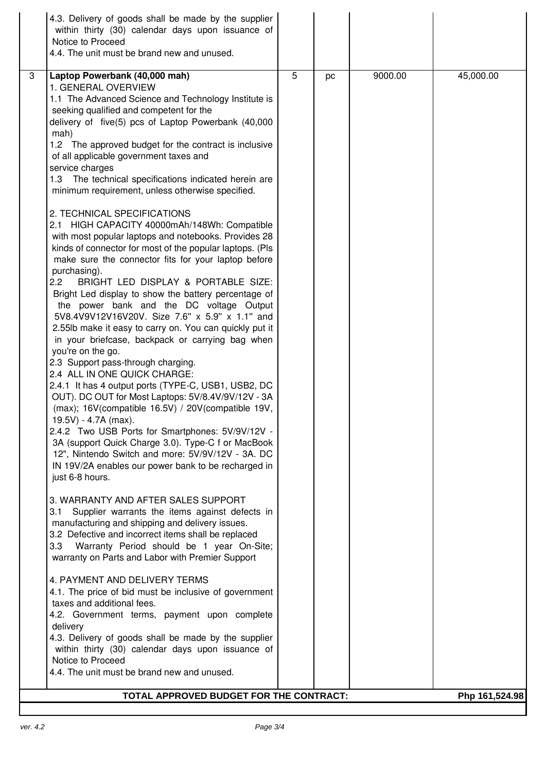| | | | | | |
|---|---|---|---|---|---|
| | 4.3. Delivery of goods shall be made by the supplier within thirty (30) calendar days upon issuance of Notice to Proceed<br>4.4. The unit must be brand new and unused. | | | | |
| 3 | **Laptop Powerbank (40,000 mah)**<br>1. GENERAL OVERVIEW<br>1.1 The Advanced Science and Technology Institute is seeking qualified and competent for the delivery of five(5) pcs of Laptop Powerbank (40,000 mah)<br>1.2 The approved budget for the contract is inclusive of all applicable government taxes and service charges<br>1.3 The technical specifications indicated herein are minimum requirement, unless otherwise specified.<br><br>2. TECHNICAL SPECIFICATIONS<br>2.1 HIGH CAPACITY 40000mAh/148Wh: Compatible with most popular laptops and notebooks. Provides 28 kinds of connector for most of the popular laptops. (Pls make sure the connector fits for your laptop before purchasing).<br>2.2 BRIGHT LED DISPLAY & PORTABLE SIZE: Bright Led display to show the battery percentage of the power bank and the DC voltage Output 5V8.4V9V12V16V20V. Size 7.6" x 5.9" x 1.1" and 2.55lb make it easy to carry on. You can quickly put it in your briefcase, backpack or carrying bag when you're on the go.<br>2.3 Support pass-through charging.<br>2.4 ALL IN ONE QUICK CHARGE:<br>2.4.1 It has 4 output ports (TYPE-C, USB1, USB2, DC OUT). DC OUT for Most Laptops: 5V/8.4V/9V/12V - 3A (max); 16V(compatible 16.5V) / 20V(compatible 19V, 19.5V) - 4.7A (max).<br>2.4.2 Two USB Ports for Smartphones: 5V/9V/12V - 3A (support Quick Charge 3.0). Type-C f or MacBook 12", Nintendo Switch and more: 5V/9V/12V - 3A. DC IN 19V/2A enables our power bank to be recharged in just 6-8 hours.<br><br>3. WARRANTY AND AFTER SALES SUPPORT<br>3.1 Supplier warrants the items against defects in manufacturing and shipping and delivery issues.<br>3.2 Defective and incorrect items shall be replaced<br>3.3 Warranty Period should be 1 year On-Site; warranty on Parts and Labor with Premier Support<br><br>4. PAYMENT AND DELIVERY TERMS<br>4.1. The price of bid must be inclusive of government taxes and additional fees.<br>4.2. Government terms, payment upon complete delivery<br>4.3. Delivery of goods shall be made by the supplier within thirty (30) calendar days upon issuance of Notice to Proceed<br>4.4. The unit must be brand new and unused. | 5 | pc | 9000.00 | 45,000.00 |
| | **TOTAL APPROVED BUDGET FOR THE CONTRACT:** | | | | **Php 161,524.98** |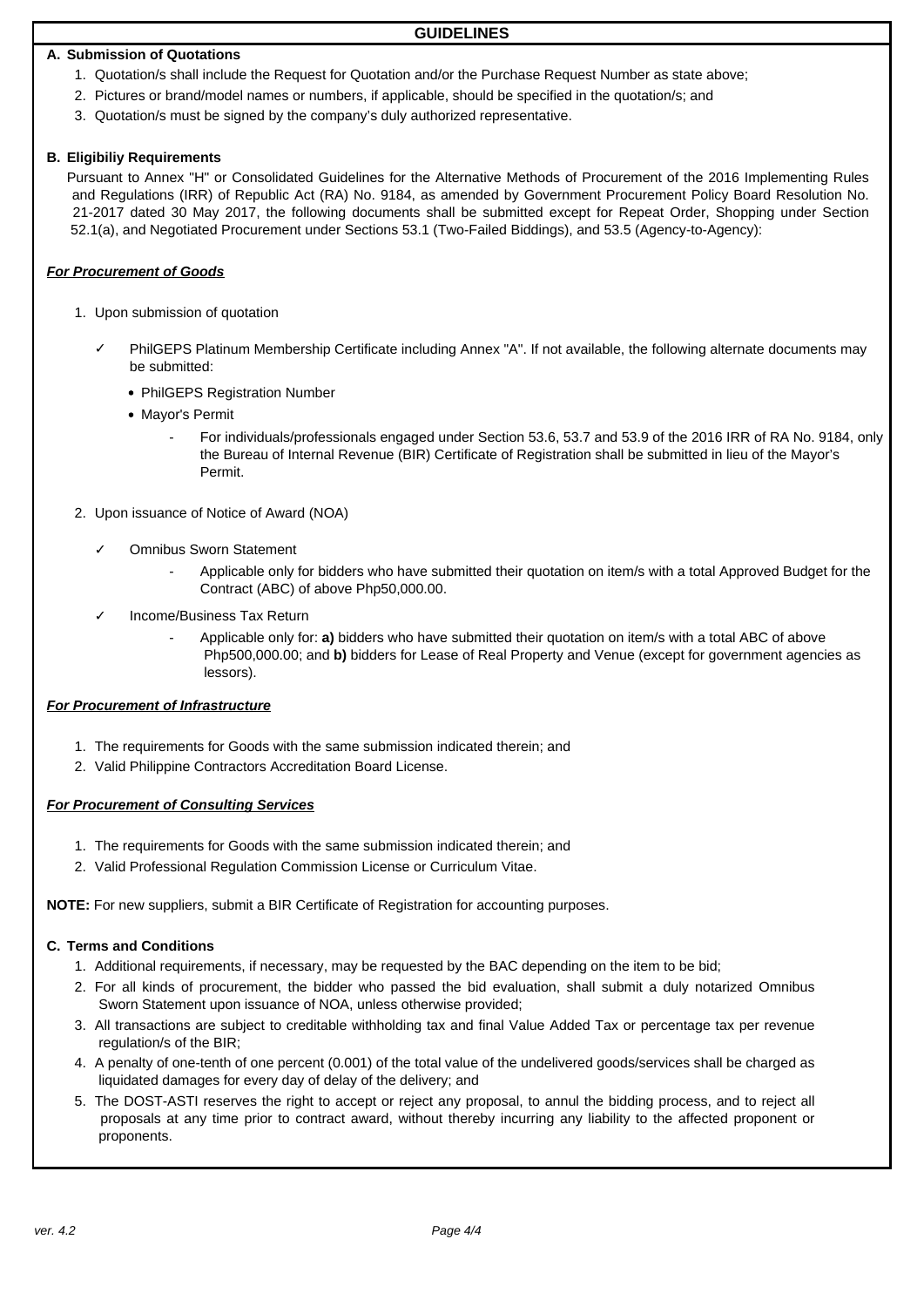## GUIDELINES

**A. Submission of Quotations**

1. Quotation/s shall include the Request for Quotation and/or the Purchase Request Number as state above;
2. Pictures or brand/model names or numbers, if applicable, should be specified in the quotation/s; and
3. Quotation/s must be signed by the company's duly authorized representative.

**B. Eligibiliy Requirements**

Pursuant to Annex "H" or Consolidated Guidelines for the Alternative Methods of Procurement of the 2016 Implementing Rules and Regulations (IRR) of Republic Act (RA) No. 9184, as amended by Government Procurement Policy Board Resolution No. 21-2017 dated 30 May 2017, the following documents shall be submitted except for Repeat Order, Shopping under Section 52.1(a), and Negotiated Procurement under Sections 53.1 (Two-Failed Biddings), and 53.5 (Agency-to-Agency):

***For Procurement of Goods***

1. Upon submission of quotation
   - ✓ PhilGEPS Platinum Membership Certificate including Annex "A". If not available, the following alternate documents may be submitted:
     - PhilGEPS Registration Number
     - Mayor's Permit
       - For individuals/professionals engaged under Section 53.6, 53.7 and 53.9 of the 2016 IRR of RA No. 9184, only the Bureau of Internal Revenue (BIR) Certificate of Registration shall be submitted in lieu of the Mayor's Permit.
2. Upon issuance of Notice of Award (NOA)
   - ✓ Omnibus Sworn Statement
     - Applicable only for bidders who have submitted their quotation on item/s with a total Approved Budget for the Contract (ABC) of above Php50,000.00.
   - ✓ Income/Business Tax Return
     - Applicable only for: **a)** bidders who have submitted their quotation on item/s with a total ABC of above Php500,000.00; and **b)** bidders for Lease of Real Property and Venue (except for government agencies as lessors).

***For Procurement of Infrastructure***

1. The requirements for Goods with the same submission indicated therein; and
2. Valid Philippine Contractors Accreditation Board License.

***For Procurement of Consulting Services***

1. The requirements for Goods with the same submission indicated therein; and
2. Valid Professional Regulation Commission License or Curriculum Vitae.

**NOTE:** For new suppliers, submit a BIR Certificate of Registration for accounting purposes.

**C. Terms and Conditions**

1. Additional requirements, if necessary, may be requested by the BAC depending on the item to be bid;
2. For all kinds of procurement, the bidder who passed the bid evaluation, shall submit a duly notarized Omnibus Sworn Statement upon issuance of NOA, unless otherwise provided;
3. All transactions are subject to creditable withholding tax and final Value Added Tax or percentage tax per revenue regulation/s of the BIR;
4. A penalty of one-tenth of one percent (0.001) of the total value of the undelivered goods/services shall be charged as liquidated damages for every day of delay of the delivery; and
5. The DOST-ASTI reserves the right to accept or reject any proposal, to annul the bidding process, and to reject all proposals at any time prior to contract award, without thereby incurring any liability to the affected proponent or proponents.

*ver. 4.2*